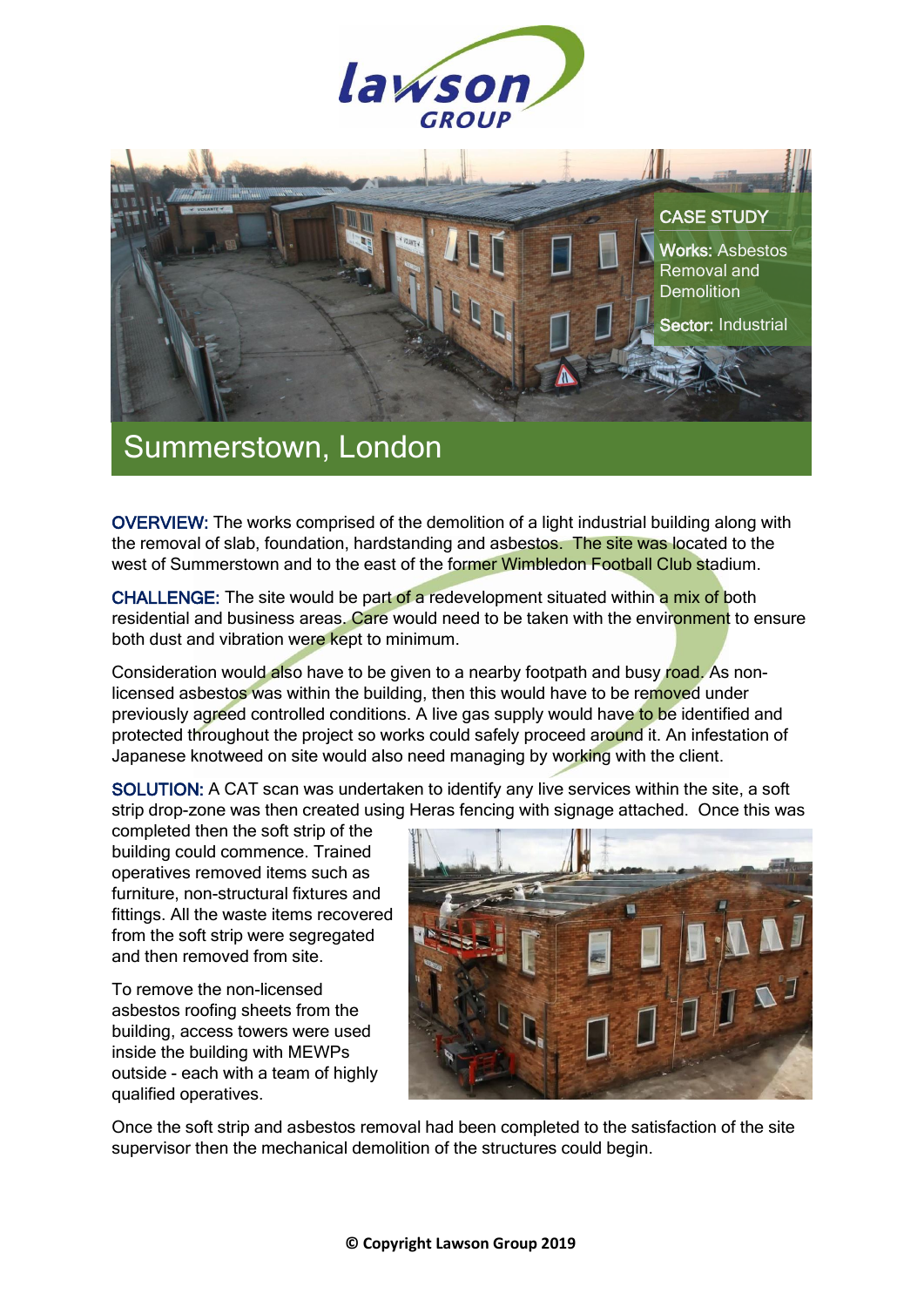lawson GROUP

CASE STUDY

**Works:** Asbestos Removal and Demolition

**Sector:** Industrial

# Summerstown, London

**OVERVIEW:** The works comprised of the demolition of a light industrial building along with the removal of slab, foundation, hardstanding and asbestos. The site was located to the west of Summerstown and to the east of the former Wimbledon Football Club stadium.

**CHALLENGE:** The site would be part of a redevelopment situated within a mix of both residential and business areas. Care would need to be taken with the environment to ensure both dust and vibration were kept to minimum.

Consideration would also have to be given to a nearby footpath and busy road. As non-licensed asbestos was within the building, then this would have to be removed under previously agreed controlled conditions. A live gas supply would have to be identified and protected throughout the project so works could safely proceed around it. An infestation of Japanese knotweed on site would also need managing by working with the client.

**SOLUTION:** A CAT scan was undertaken to identify any live services within the site, a soft strip drop-zone was then created using Heras fencing with signage attached. Once this was completed then the soft strip of the building could commence. Trained operatives removed items such as furniture, non-structural fixtures and fittings. All the waste items recovered from the soft strip were segregated and then removed from site.

To remove the non-licensed asbestos roofing sheets from the building, access towers were used inside the building with MEWPs outside - each with a team of highly qualified operatives.

Once the soft strip and asbestos removal had been completed to the satisfaction of the site supervisor then the mechanical demolition of the structures could begin.

© Copyright Lawson Group 2019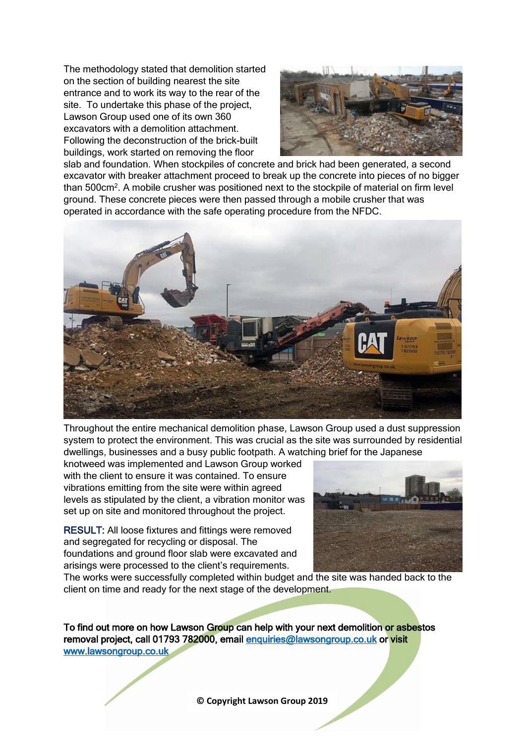The methodology stated that demolition started on the section of building nearest the site entrance and to work its way to the rear of the site. To undertake this phase of the project, Lawson Group used one of its own 360 excavators with a demolition attachment. Following the deconstruction of the brick-built buildings, work started on removing the floor slab and foundation. When stockpiles of concrete and brick had been generated, a second excavator with breaker attachment proceed to break up the concrete into pieces of no bigger than 500cm$^2$. A mobile crusher was positioned next to the stockpile of material on firm level ground. These concrete pieces were then passed through a mobile crusher that was operated in accordance with the safe operating procedure from the NFDC.

Throughout the entire mechanical demolition phase, Lawson Group used a dust suppression system to protect the environment. This was crucial as the site was surrounded by residential dwellings, businesses and a busy public footpath. A watching brief for the Japanese knotweed was implemented and Lawson Group worked with the client to ensure it was contained. To ensure vibrations emitting from the site were within agreed levels as stipulated by the client, a vibration monitor was set up on site and monitored throughout the project.

RESULT: All loose fixtures and fittings were removed and segregated for recycling or disposal. The foundations and ground floor slab were excavated and arisings were processed to the client's requirements. The works were successfully completed within budget and the site was handed back to the client on time and ready for the next stage of the development.

**To find out more on how Lawson Group can help with your next demolition or asbestos removal project, call 01793 782000, email [enquiries@lawsongroup.co.uk](mailto:enquiries@lawsongroup.co.uk) or visit [www.lawsongroup.co.uk](http://www.lawsongroup.co.uk)**

**© Copyright Lawson Group 2019**